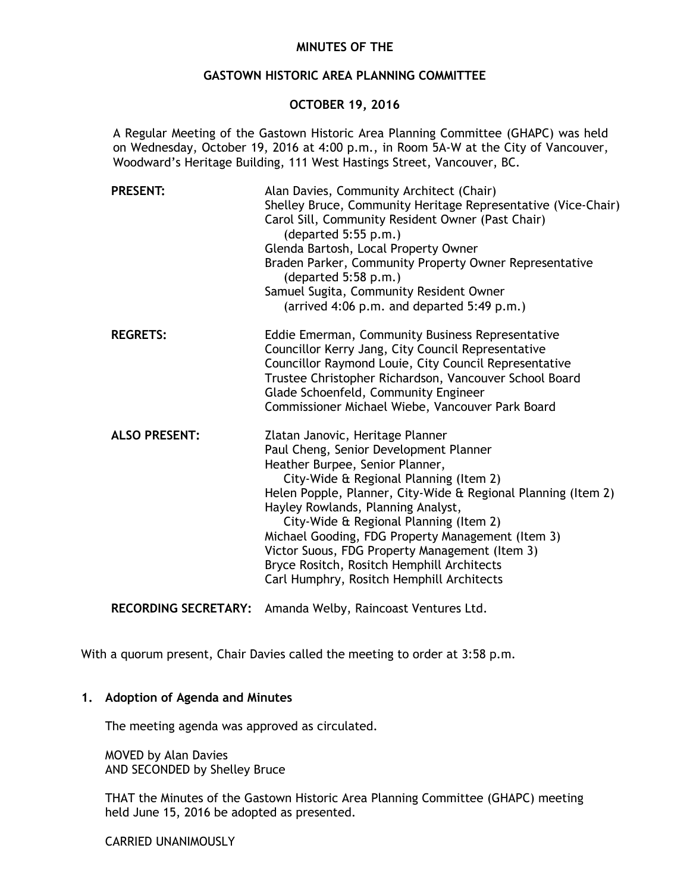# MINUTES OF THE

## GASTOWN HISTORIC AREA PLANNING COMMITTEE

## OCTOBER 19, 2016

A Regular Meeting of the Gastown Historic Area Planning Committee (GHAPC) was held on Wednesday, October 19, 2016 at 4:00 p.m., in Room 5A-W at the City of Vancouver, Woodward's Heritage Building, 111 West Hastings Street, Vancouver, BC.

**PRESENT:**
Alan Davies, Community Architect (Chair)
Shelley Bruce, Community Heritage Representative (Vice-Chair)
Carol Sill, Community Resident Owner (Past Chair)
(departed 5:55 p.m.)
Glenda Bartosh, Local Property Owner
Braden Parker, Community Property Owner Representative
(departed 5:58 p.m.)
Samuel Sugita, Community Resident Owner
(arrived 4:06 p.m. and departed 5:49 p.m.)

**REGRETS:**
Eddie Emerman, Community Business Representative
Councillor Kerry Jang, City Council Representative
Councillor Raymond Louie, City Council Representative
Trustee Christopher Richardson, Vancouver School Board
Glade Schoenfeld, Community Engineer
Commissioner Michael Wiebe, Vancouver Park Board

**ALSO PRESENT:**
Zlatan Janovic, Heritage Planner
Paul Cheng, Senior Development Planner
Heather Burpee, Senior Planner,
City-Wide & Regional Planning (Item 2)
Helen Popple, Planner, City-Wide & Regional Planning (Item 2)
Hayley Rowlands, Planning Analyst,
City-Wide & Regional Planning (Item 2)
Michael Gooding, FDG Property Management (Item 3)
Victor Suous, FDG Property Management (Item 3)
Bryce Rositch, Rositch Hemphill Architects
Carl Humphry, Rositch Hemphill Architects

**RECORDING SECRETARY:** Amanda Welby, Raincoast Ventures Ltd.

With a quorum present, Chair Davies called the meeting to order at 3:58 p.m.

**1. Adoption of Agenda and Minutes**

The meeting agenda was approved as circulated.

MOVED by Alan Davies
AND SECONDED by Shelley Bruce

THAT the Minutes of the Gastown Historic Area Planning Committee (GHAPC) meeting held June 15, 2016 be adopted as presented.

CARRIED UNANIMOUSLY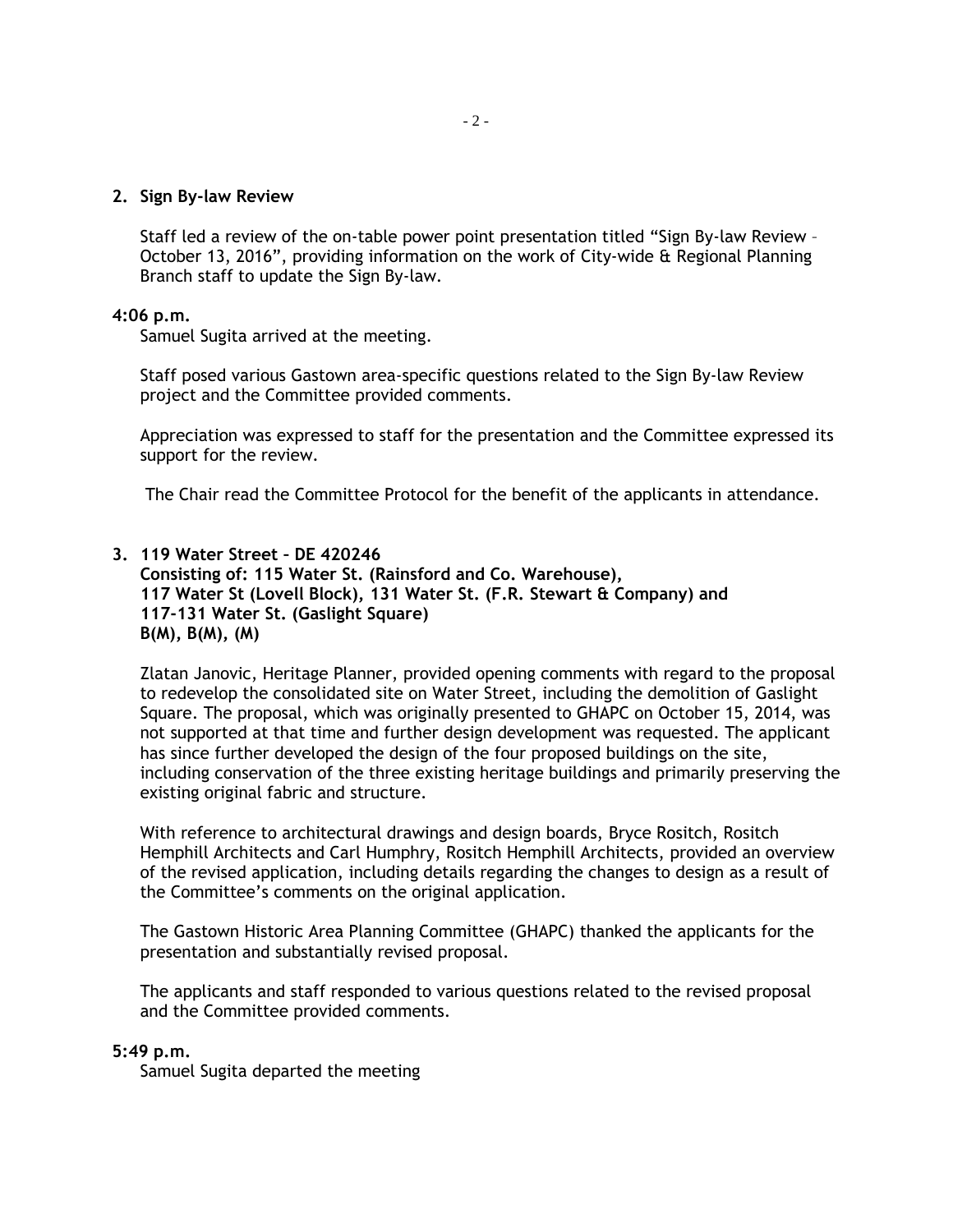**2. Sign By-law Review**

Staff led a review of the on-table power point presentation titled "Sign By-law Review – October 13, 2016", providing information on the work of City-wide & Regional Planning Branch staff to update the Sign By-law.

**4:06 p.m.**

Samuel Sugita arrived at the meeting.

Staff posed various Gastown area-specific questions related to the Sign By-law Review project and the Committee provided comments.

Appreciation was expressed to staff for the presentation and the Committee expressed its support for the review.

The Chair read the Committee Protocol for the benefit of the applicants in attendance.

**3. 119 Water Street – DE 420246**
**Consisting of: 115 Water St. (Rainsford and Co. Warehouse),**
**117 Water St (Lovell Block), 131 Water St. (F.R. Stewart & Company) and**
**117-131 Water St. (Gaslight Square)**
**B(M), B(M), (M)**

Zlatan Janovic, Heritage Planner, provided opening comments with regard to the proposal to redevelop the consolidated site on Water Street, including the demolition of Gaslight Square. The proposal, which was originally presented to GHAPC on October 15, 2014, was not supported at that time and further design development was requested. The applicant has since further developed the design of the four proposed buildings on the site, including conservation of the three existing heritage buildings and primarily preserving the existing original fabric and structure.

With reference to architectural drawings and design boards, Bryce Rositch, Rositch Hemphill Architects and Carl Humphry, Rositch Hemphill Architects, provided an overview of the revised application, including details regarding the changes to design as a result of the Committee's comments on the original application.

The Gastown Historic Area Planning Committee (GHAPC) thanked the applicants for the presentation and substantially revised proposal.

The applicants and staff responded to various questions related to the revised proposal and the Committee provided comments.

**5:49 p.m.**

Samuel Sugita departed the meeting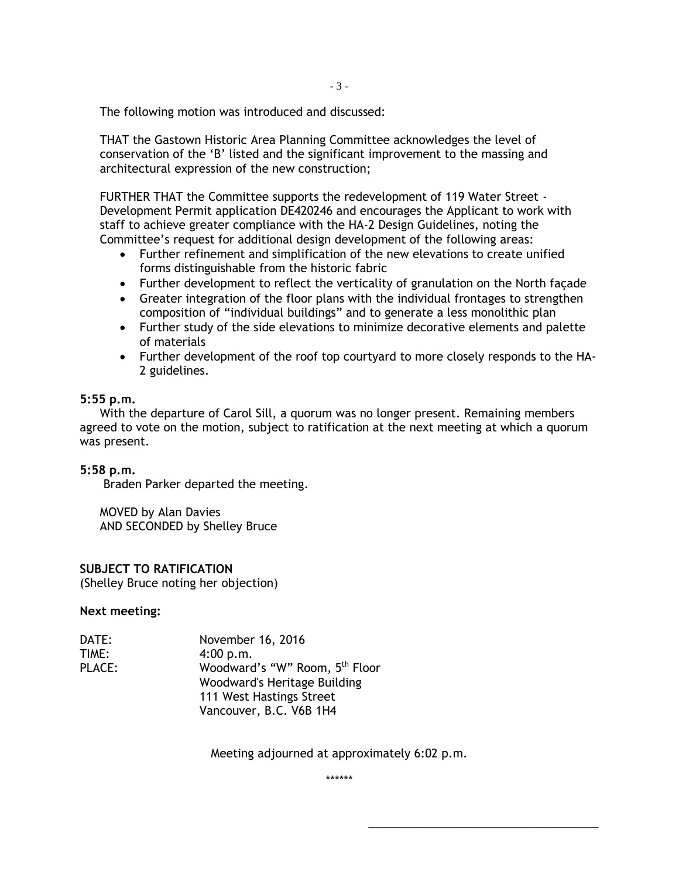The following motion was introduced and discussed:

THAT the Gastown Historic Area Planning Committee acknowledges the level of conservation of the 'B' listed and the significant improvement to the massing and architectural expression of the new construction;

FURTHER THAT the Committee supports the redevelopment of 119 Water Street - Development Permit application DE420246 and encourages the Applicant to work with staff to achieve greater compliance with the HA-2 Design Guidelines, noting the Committee's request for additional design development of the following areas:

- Further refinement and simplification of the new elevations to create unified forms distinguishable from the historic fabric
- Further development to reflect the verticality of granulation on the North façade
- Greater integration of the floor plans with the individual frontages to strengthen composition of "individual buildings" and to generate a less monolithic plan
- Further study of the side elevations to minimize decorative elements and palette of materials
- Further development of the roof top courtyard to more closely responds to the HA-2 guidelines.

**5:55 p.m.**

With the departure of Carol Sill, a quorum was no longer present. Remaining members agreed to vote on the motion, subject to ratification at the next meeting at which a quorum was present.

**5:58 p.m.**

Braden Parker departed the meeting.

MOVED by Alan Davies
AND SECONDED by Shelley Bruce

**SUBJECT TO RATIFICATION**
(Shelley Bruce noting her objection)

**Next meeting:**

DATE: November 16, 2016
TIME: 4:00 p.m.
PLACE: Woodward's "W" Room, 5th Floor
Woodward's Heritage Building
111 West Hastings Street
Vancouver, B.C. V6B 1H4

Meeting adjourned at approximately 6:02 p.m.

******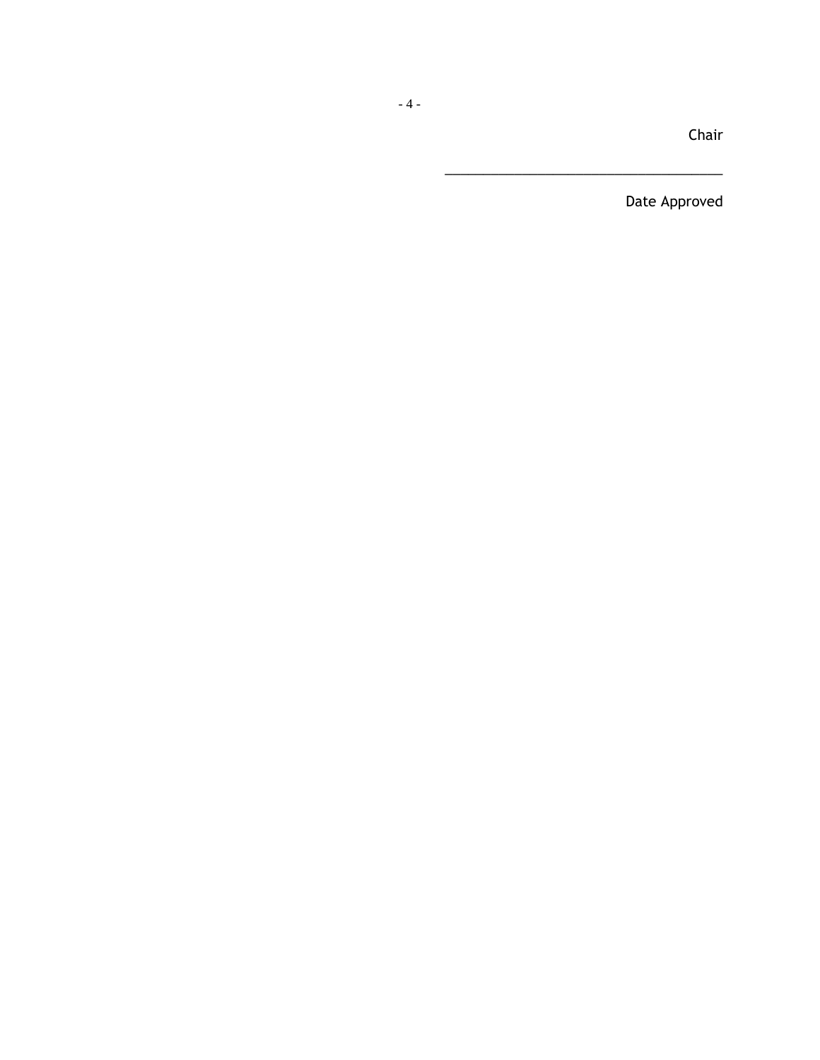Chair

_______________________________________

Date Approved